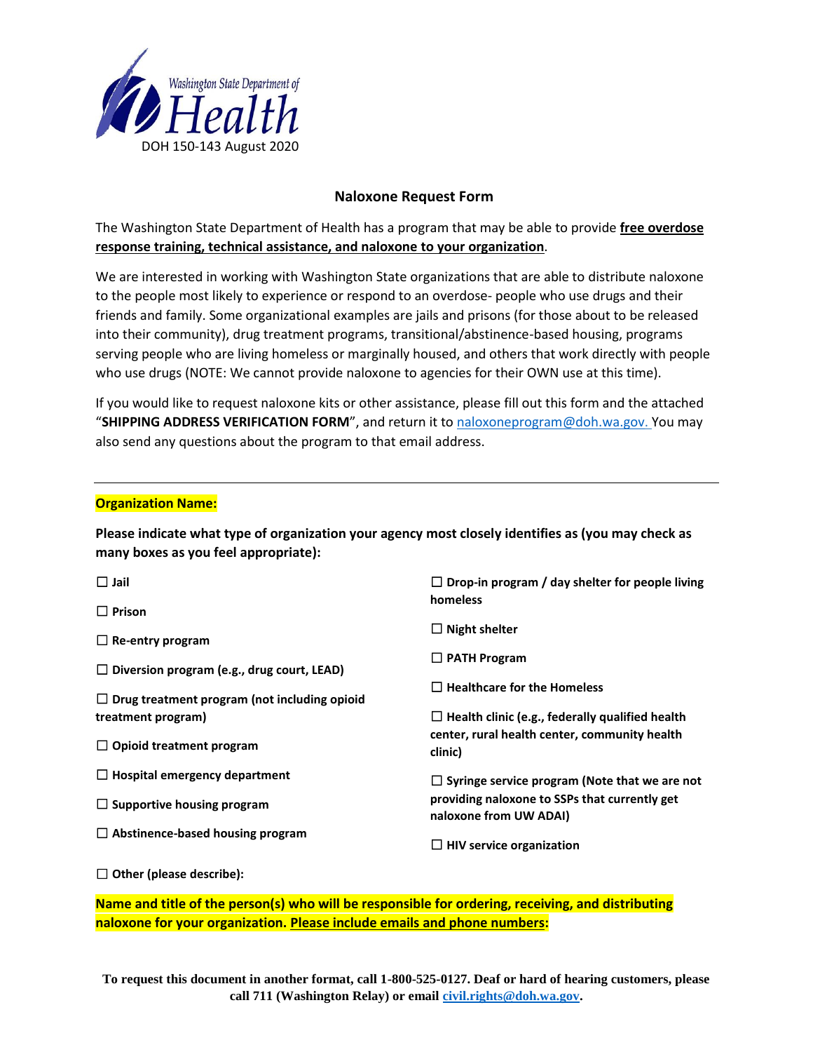Washington State Department of Health

DOH 150-143 August 2020

## Naloxone Request Form

The Washington State Department of Health has a program that may be able to provide **free overdose response training, technical assistance, and naloxone to your organization**.

We are interested in working with Washington State organizations that are able to distribute naloxone to the people most likely to experience or respond to an overdose- people who use drugs and their friends and family. Some organizational examples are jails and prisons (for those about to be released into their community), drug treatment programs, transitional/abstinence-based housing, programs serving people who are living homeless or marginally housed, and others that work directly with people who use drugs (NOTE: We cannot provide naloxone to agencies for their OWN use at this time).

If you would like to request naloxone kits or other assistance, please fill out this form and the attached "**SHIPPING ADDRESS VERIFICATION FORM**", and return it to naloxoneprogram@doh.wa.gov. You may also send any questions about the program to that email address.

---

**Organization Name:**

**Please indicate what type of organization your agency most closely identifies as (you may check as many boxes as you feel appropriate):**

- ☐ **Jail**
- ☐ **Prison**
- ☐ **Re-entry program**
- ☐ **Diversion program (e.g., drug court, LEAD)**
- ☐ **Drug treatment program (not including opioid treatment program)**
- ☐ **Opioid treatment program**
- ☐ **Hospital emergency department**
- ☐ **Supportive housing program**
- ☐ **Abstinence-based housing program**
- ☐ **Drop-in program / day shelter for people living homeless**
- ☐ **Night shelter**
- ☐ **PATH Program**
- ☐ **Healthcare for the Homeless**
- ☐ **Health clinic (e.g., federally qualified health center, rural health center, community health clinic)**
- ☐ **Syringe service program (Note that we are not providing naloxone to SSPs that currently get naloxone from UW ADAI)**
- ☐ **HIV service organization**
- ☐ **Other (please describe):**

**Name and title of the person(s) who will be responsible for ordering, receiving, and distributing naloxone for your organization. Please include emails and phone numbers:**

**To request this document in another format, call 1-800-525-0127. Deaf or hard of hearing customers, please call 711 (Washington Relay) or email civil.rights@doh.wa.gov.**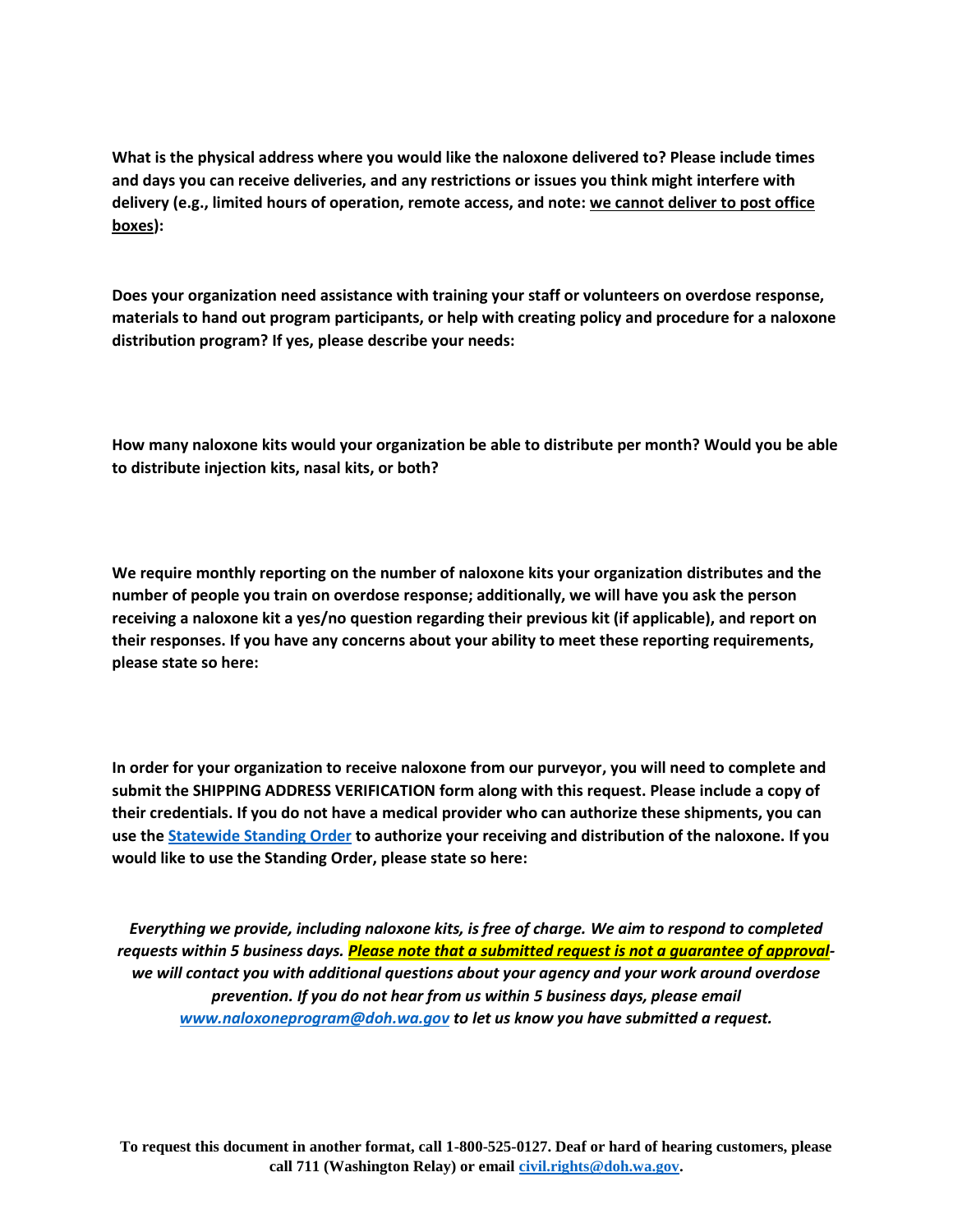**What is the physical address where you would like the naloxone delivered to? Please include times and days you can receive deliveries, and any restrictions or issues you think might interfere with delivery (e.g., limited hours of operation, remote access, and note: <u>we cannot deliver to post office boxes</u>):**

**Does your organization need assistance with training your staff or volunteers on overdose response, materials to hand out program participants, or help with creating policy and procedure for a naloxone distribution program? If yes, please describe your needs:**

**How many naloxone kits would your organization be able to distribute per month? Would you be able to distribute injection kits, nasal kits, or both?**

**We require monthly reporting on the number of naloxone kits your organization distributes and the number of people you train on overdose response; additionally, we will have you ask the person receiving a naloxone kit a yes/no question regarding their previous kit (if applicable), and report on their responses. If you have any concerns about your ability to meet these reporting requirements, please state so here:**

**In order for your organization to receive naloxone from our purveyor, you will need to complete and submit the SHIPPING ADDRESS VERIFICATION form along with this request. Please include a copy of their credentials. If you do not have a medical provider who can authorize these shipments, you can use the [Statewide Standing Order] to authorize your receiving and distribution of the naloxone. If you would like to use the Standing Order, please state so here:**

***Everything we provide, including naloxone kits, is free of charge. We aim to respond to completed requests within 5 business days. <u>Please note that a submitted request is not a guarantee of approval</u>- we will contact you with additional questions about your agency and your work around overdose prevention. If you do not hear from us within 5 business days, please email www.naloxoneprogram@doh.wa.gov to let us know you have submitted a request.***

**To request this document in another format, call 1-800-525-0127. Deaf or hard of hearing customers, please call 711 (Washington Relay) or email civil.rights@doh.wa.gov.**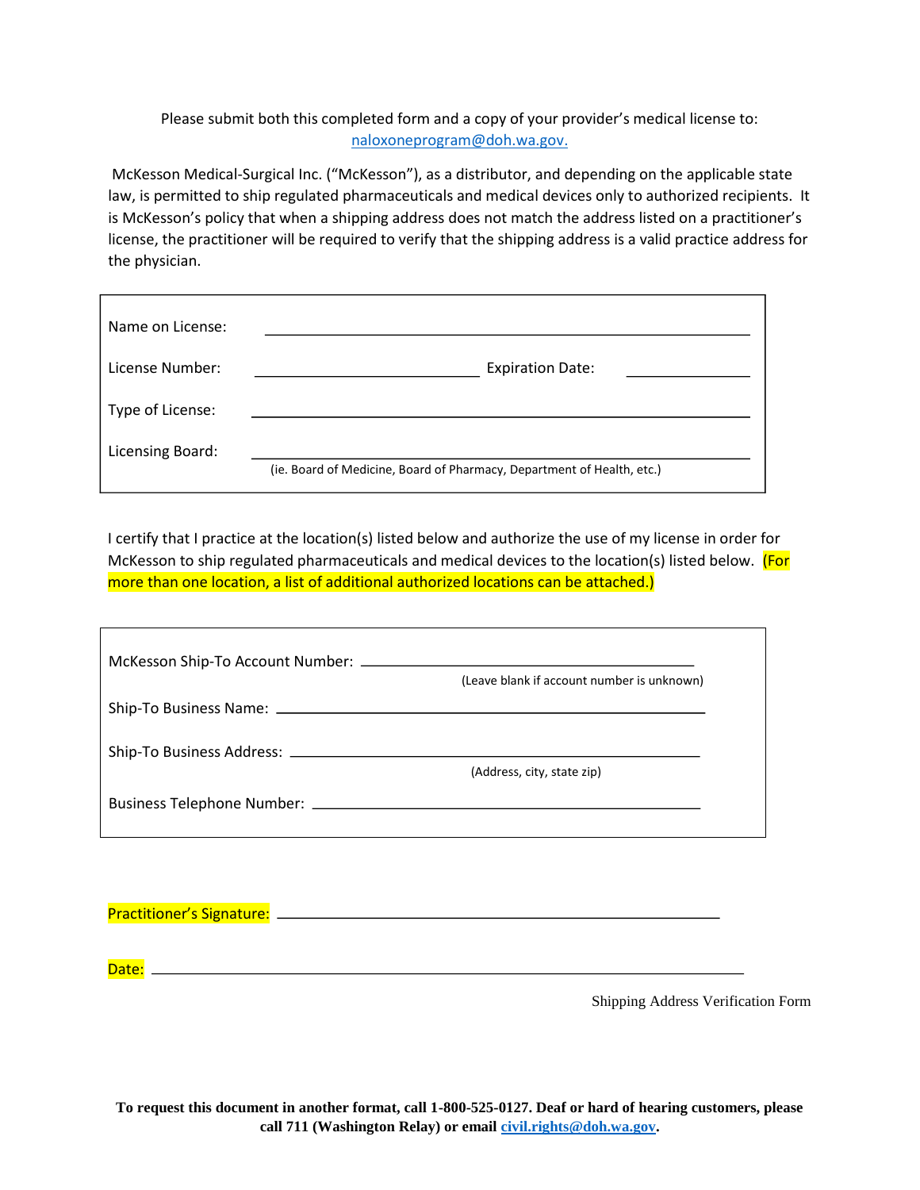Please submit both this completed form and a copy of your provider's medical license to: naloxoneprogram@doh.wa.gov.

McKesson Medical-Surgical Inc. ("McKesson"), as a distributor, and depending on the applicable state law, is permitted to ship regulated pharmaceuticals and medical devices only to authorized recipients. It is McKesson's policy that when a shipping address does not match the address listed on a practitioner's license, the practitioner will be required to verify that the shipping address is a valid practice address for the physician.

Name on License: ______________________________________________

License Number: ______________________ Expiration Date: ____________

Type of License: ______________________________________________

Licensing Board: ______________________________________________
(ie. Board of Medicine, Board of Pharmacy, Department of Health, etc.)

I certify that I practice at the location(s) listed below and authorize the use of my license in order for McKesson to ship regulated pharmaceuticals and medical devices to the location(s) listed below. (For more than one location, a list of additional authorized locations can be attached.)

McKesson Ship-To Account Number: ______________________________
(Leave blank if account number is unknown)

Ship-To Business Name: ______________________________________

Ship-To Business Address: ____________________________________
(Address, city, state zip)

Business Telephone Number: __________________________________

Practitioner's Signature: ______________________________________

Date: ______________________________________________________

Shipping Address Verification Form

**To request this document in another format, call 1-800-525-0127. Deaf or hard of hearing customers, please call 711 (Washington Relay) or email civil.rights@doh.wa.gov.**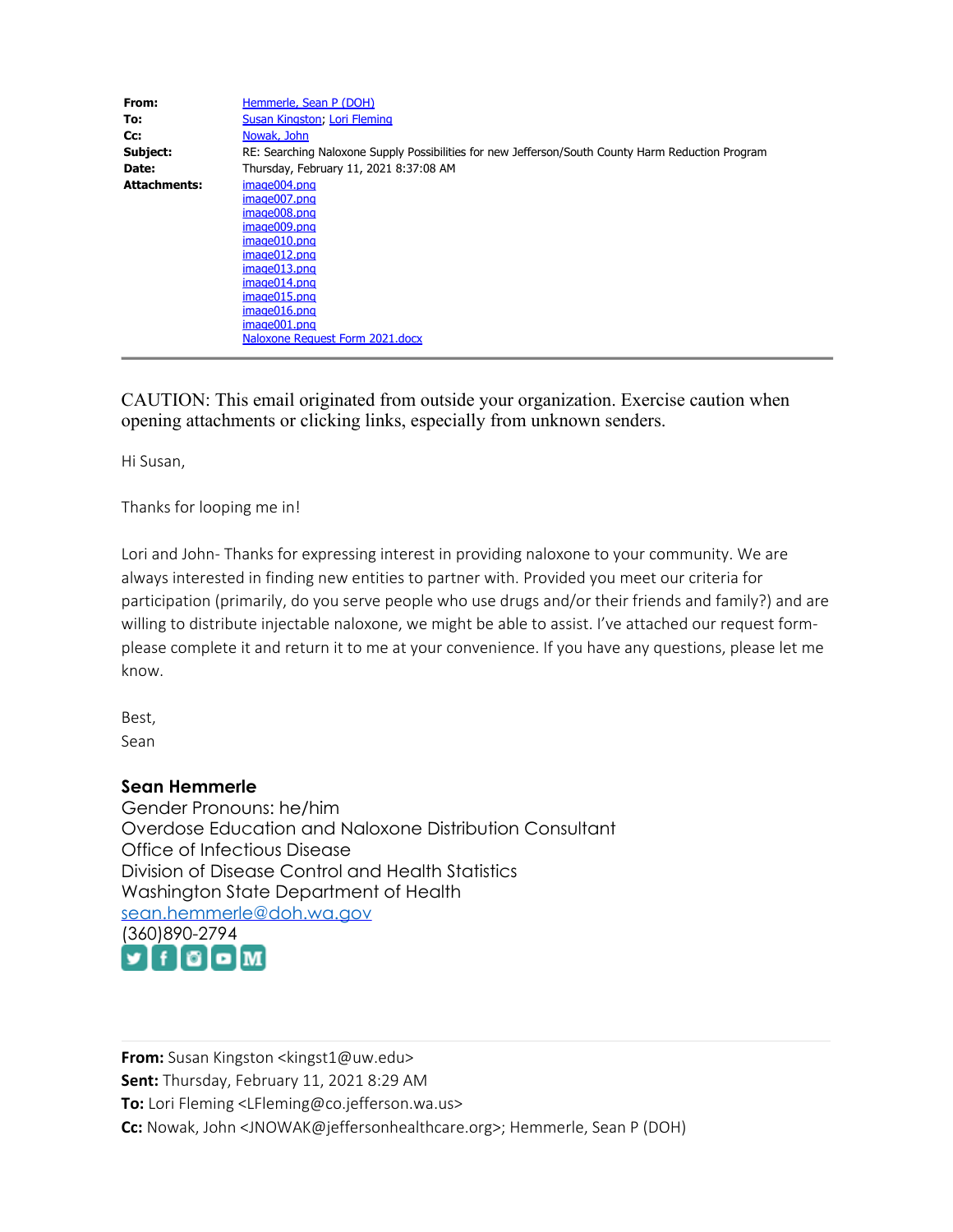| | |
|---|---|
| **From:** | Hemmerle, Sean P (DOH) |
| **To:** | Susan Kingston; Lori Fleming |
| **Cc:** | Nowak, John |
| **Subject:** | RE: Searching Naloxone Supply Possibilities for new Jefferson/South County Harm Reduction Program |
| **Date:** | Thursday, February 11, 2021 8:37:08 AM |
| **Attachments:** | image004.png<br>image007.png<br>image008.png<br>image009.png<br>image010.png<br>image012.png<br>image013.png<br>image014.png<br>image015.png<br>image016.png<br>image001.png<br>Naloxone Request Form 2021.docx |

---

CAUTION: This email originated from outside your organization. Exercise caution when opening attachments or clicking links, especially from unknown senders.

Hi Susan,

Thanks for looping me in!

Lori and John- Thanks for expressing interest in providing naloxone to your community. We are always interested in finding new entities to partner with. Provided you meet our criteria for participation (primarily, do you serve people who use drugs and/or their friends and family?) and are willing to distribute injectable naloxone, we might be able to assist. I've attached our request form- please complete it and return it to me at your convenience. If you have any questions, please let me know.

Best,
Sean

**Sean Hemmerle**
Gender Pronouns: he/him
Overdose Education and Naloxone Distribution Consultant
Office of Infectious Disease
Division of Disease Control and Health Statistics
Washington State Department of Health
sean.hemmerle@doh.wa.gov
(360)890-2794

---

**From:** Susan Kingston <kingst1@uw.edu>
**Sent:** Thursday, February 11, 2021 8:29 AM
**To:** Lori Fleming <LFleming@co.jefferson.wa.us>
**Cc:** Nowak, John <JNOWAK@jeffersonhealthcare.org>; Hemmerle, Sean P (DOH)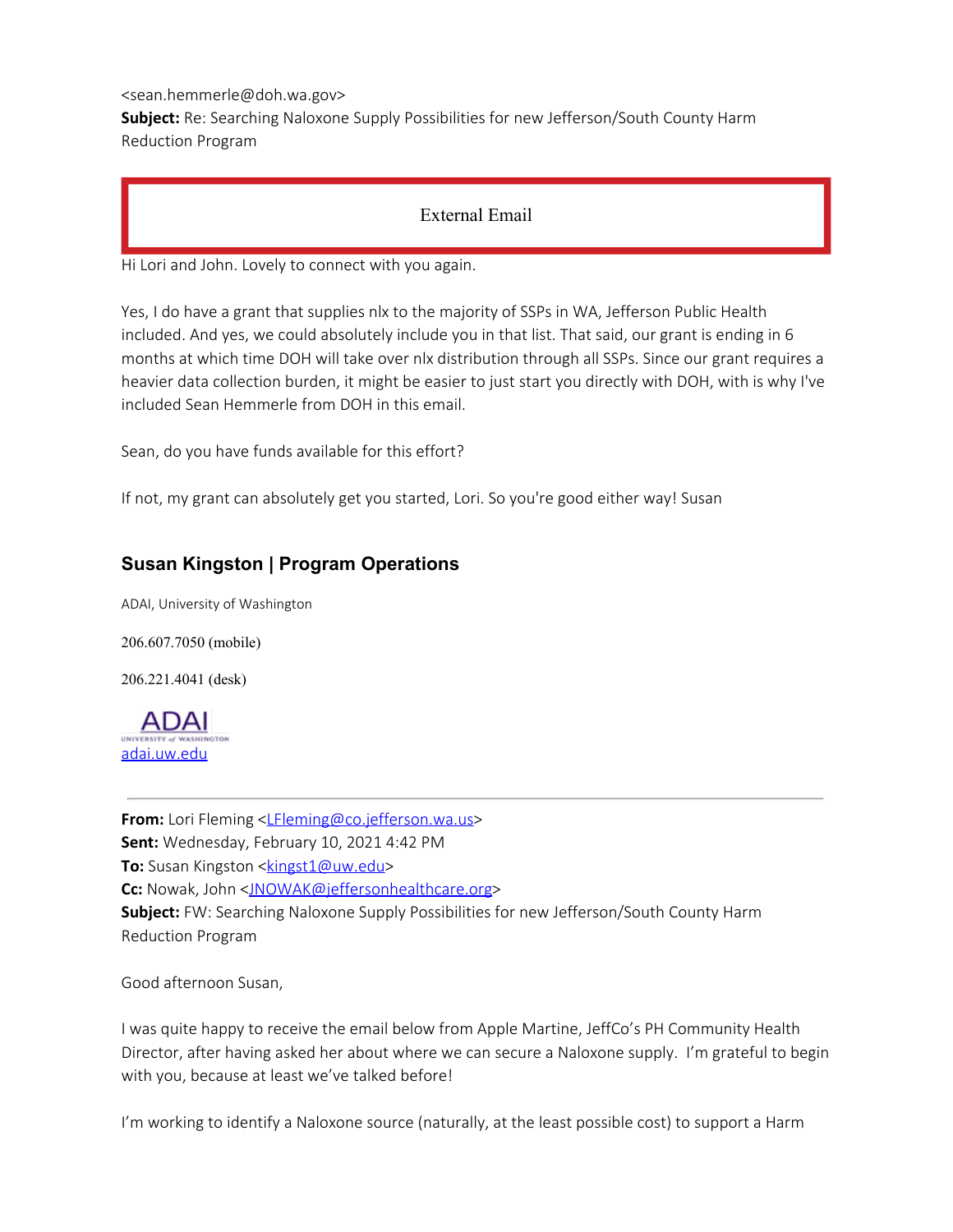<sean.hemmerle@doh.wa.gov>
**Subject:** Re: Searching Naloxone Supply Possibilities for new Jefferson/South County Harm Reduction Program

External Email

Hi Lori and John. Lovely to connect with you again.

Yes, I do have a grant that supplies nlx to the majority of SSPs in WA, Jefferson Public Health included. And yes, we could absolutely include you in that list. That said, our grant is ending in 6 months at which time DOH will take over nlx distribution through all SSPs. Since our grant requires a heavier data collection burden, it might be easier to just start you directly with DOH, with is why I've included Sean Hemmerle from DOH in this email.

Sean, do you have funds available for this effort?

If not, my grant can absolutely get you started, Lori. So you're good either way! Susan

### Susan Kingston | Program Operations

ADAI, University of Washington

206.607.7050 (mobile)

206.221.4041 (desk)

ADAI
UNIVERSITY of WASHINGTON
adai.uw.edu

---

**From:** Lori Fleming <LFleming@co.jefferson.wa.us>
**Sent:** Wednesday, February 10, 2021 4:42 PM
**To:** Susan Kingston <kingst1@uw.edu>
**Cc:** Nowak, John <JNOWAK@jeffersonhealthcare.org>
**Subject:** FW: Searching Naloxone Supply Possibilities for new Jefferson/South County Harm Reduction Program

Good afternoon Susan,

I was quite happy to receive the email below from Apple Martine, JeffCo's PH Community Health Director, after having asked her about where we can secure a Naloxone supply. I'm grateful to begin with you, because at least we've talked before!

I'm working to identify a Naloxone source (naturally, at the least possible cost) to support a Harm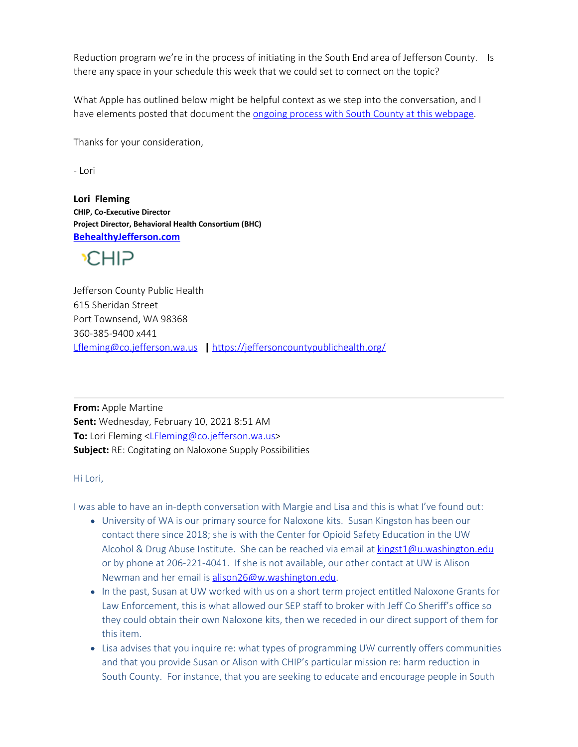Reduction program we're in the process of initiating in the South End area of Jefferson County. Is there any space in your schedule this week that we could set to connect on the topic?

What Apple has outlined below might be helpful context as we step into the conversation, and I have elements posted that document the [ongoing process with South County at this webpage](#).

Thanks for your consideration,

- Lori

**Lori Fleming**
**CHIP, Co-Executive Director**
**Project Director, Behavioral Health Consortium (BHC)**
**[BehealthyJefferson.com](#)**

CHIP

Jefferson County Public Health
615 Sheridan Street
Port Townsend, WA 98368
360-385-9400 x441
[Lfleming@co.jefferson.wa.us](mailto:Lfleming@co.jefferson.wa.us) | [https://jeffersoncountypublichealth.org/](https://jeffersoncountypublichealth.org/)

---

**From:** Apple Martine
**Sent:** Wednesday, February 10, 2021 8:51 AM
**To:** Lori Fleming <[LFleming@co.jefferson.wa.us](mailto:LFleming@co.jefferson.wa.us)>
**Subject:** RE: Cogitating on Naloxone Supply Possibilities

Hi Lori,

I was able to have an in-depth conversation with Margie and Lisa and this is what I've found out:

- University of WA is our primary source for Naloxone kits. Susan Kingston has been our contact there since 2018; she is with the Center for Opioid Safety Education in the UW Alcohol & Drug Abuse Institute. She can be reached via email at [kingst1@u.washington.edu](mailto:kingst1@u.washington.edu) or by phone at 206-221-4041. If she is not available, our other contact at UW is Alison Newman and her email is [alison26@w.washington.edu](mailto:alison26@w.washington.edu).
- In the past, Susan at UW worked with us on a short term project entitled Naloxone Grants for Law Enforcement, this is what allowed our SEP staff to broker with Jeff Co Sheriff's office so they could obtain their own Naloxone kits, then we receded in our direct support of them for this item.
- Lisa advises that you inquire re: what types of programming UW currently offers communities and that you provide Susan or Alison with CHIP's particular mission re: harm reduction in South County. For instance, that you are seeking to educate and encourage people in South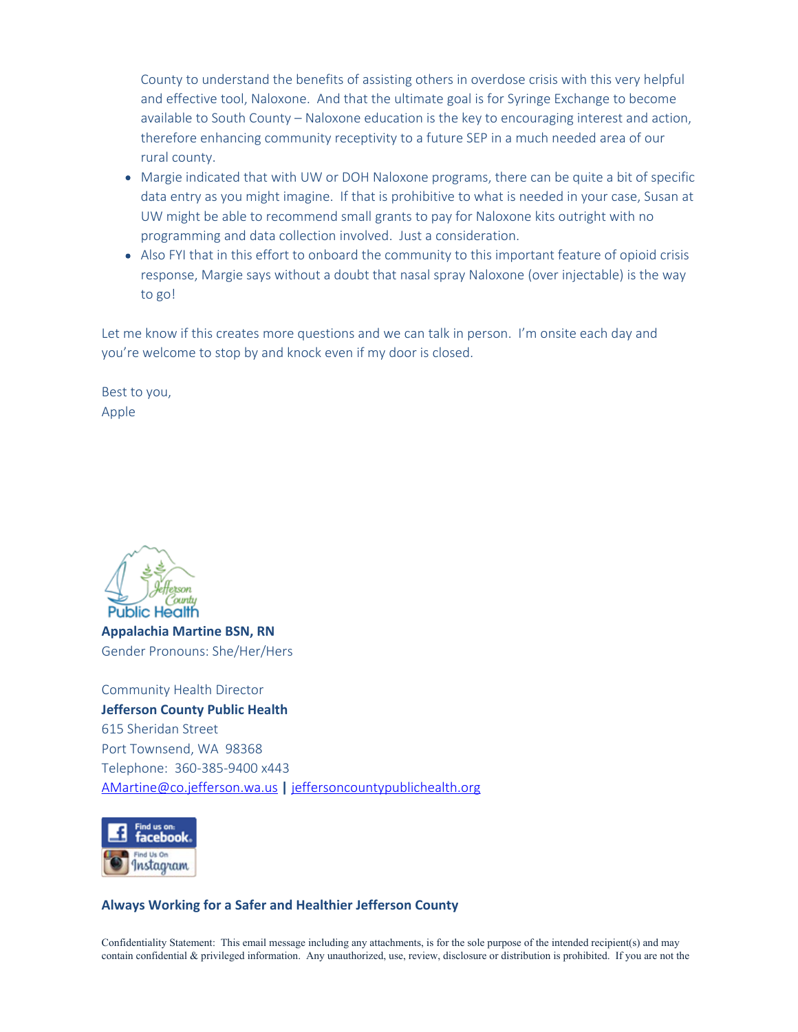County to understand the benefits of assisting others in overdose crisis with this very helpful and effective tool, Naloxone. And that the ultimate goal is for Syringe Exchange to become available to South County – Naloxone education is the key to encouraging interest and action, therefore enhancing community receptivity to a future SEP in a much needed area of our rural county.

- Margie indicated that with UW or DOH Naloxone programs, there can be quite a bit of specific data entry as you might imagine. If that is prohibitive to what is needed in your case, Susan at UW might be able to recommend small grants to pay for Naloxone kits outright with no programming and data collection involved. Just a consideration.
- Also FYI that in this effort to onboard the community to this important feature of opioid crisis response, Margie says without a doubt that nasal spray Naloxone (over injectable) is the way to go!

Let me know if this creates more questions and we can talk in person. I'm onsite each day and you're welcome to stop by and knock even if my door is closed.

Best to you,
Apple

Jefferson County Public Health

**Appalachia Martine BSN, RN**
Gender Pronouns: She/Her/Hers

Community Health Director
**Jefferson County Public Health**
615 Sheridan Street
Port Townsend, WA 98368
Telephone: 360-385-9400 x443
AMartine@co.jefferson.wa.us **|** jeffersoncountypublichealth.org

Find us on: facebook
Find Us On Instagram

**Always Working for a Safer and Healthier Jefferson County**

Confidentiality Statement: This email message including any attachments, is for the sole purpose of the intended recipient(s) and may contain confidential & privileged information. Any unauthorized, use, review, disclosure or distribution is prohibited. If you are not the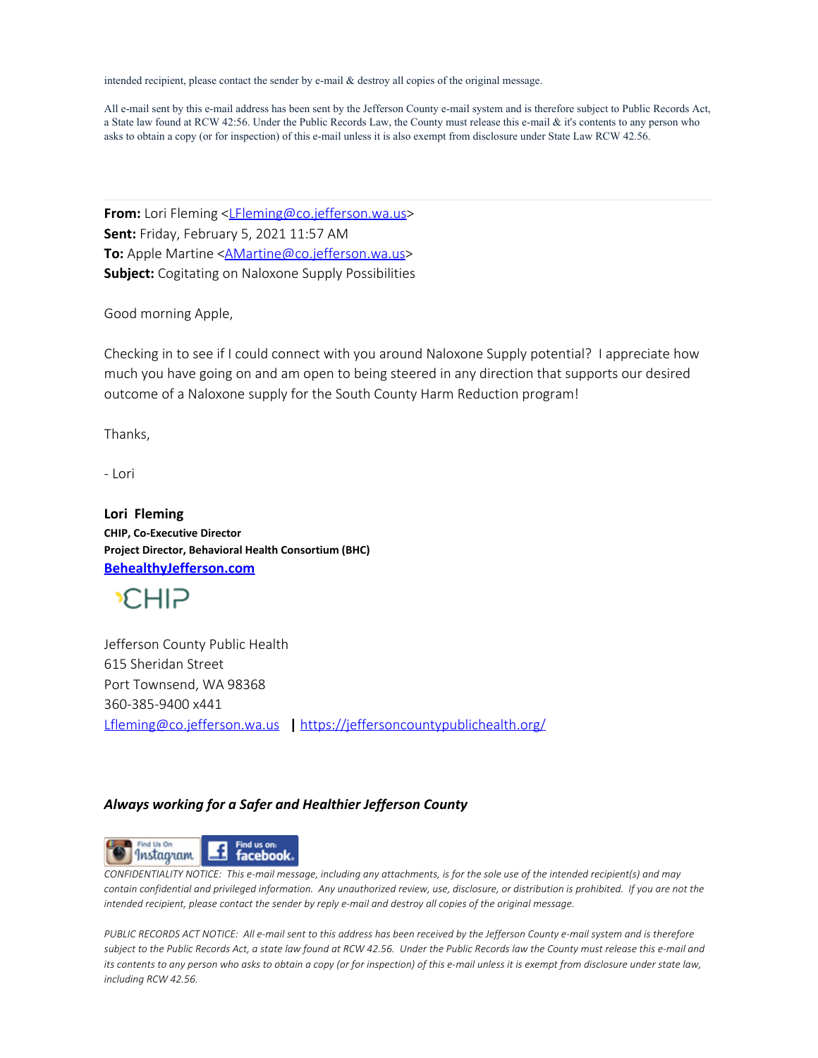intended recipient, please contact the sender by e-mail & destroy all copies of the original message.

All e-mail sent by this e-mail address has been sent by the Jefferson County e-mail system and is therefore subject to Public Records Act, a State law found at RCW 42:56. Under the Public Records Law, the County must release this e-mail & it's contents to any person who asks to obtain a copy (or for inspection) of this e-mail unless it is also exempt from disclosure under State Law RCW 42.56.

---

**From:** Lori Fleming <LFleming@co.jefferson.wa.us>
**Sent:** Friday, February 5, 2021 11:57 AM
**To:** Apple Martine <AMartine@co.jefferson.wa.us>
**Subject:** Cogitating on Naloxone Supply Possibilities

Good morning Apple,

Checking in to see if I could connect with you around Naloxone Supply potential? I appreciate how much you have going on and am open to being steered in any direction that supports our desired outcome of a Naloxone supply for the South County Harm Reduction program!

Thanks,

- Lori

**Lori Fleming**
**CHIP, Co-Executive Director**
**Project Director, Behavioral Health Consortium (BHC)**
**BehealthyJefferson.com**

CHIP

Jefferson County Public Health
615 Sheridan Street
Port Townsend, WA 98368
360-385-9400 x441
Lfleming@co.jefferson.wa.us | https://jeffersoncountypublichealth.org/

***Always working for a Safer and Healthier Jefferson County***

Find Us On Instagram | Find us on: facebook.

*CONFIDENTIALITY NOTICE: This e-mail message, including any attachments, is for the sole use of the intended recipient(s) and may contain confidential and privileged information. Any unauthorized review, use, disclosure, or distribution is prohibited. If you are not the intended recipient, please contact the sender by reply e-mail and destroy all copies of the original message.*

*PUBLIC RECORDS ACT NOTICE: All e-mail sent to this address has been received by the Jefferson County e-mail system and is therefore subject to the Public Records Act, a state law found at RCW 42.56. Under the Public Records law the County must release this e-mail and its contents to any person who asks to obtain a copy (or for inspection) of this e-mail unless it is exempt from disclosure under state law, including RCW 42.56.*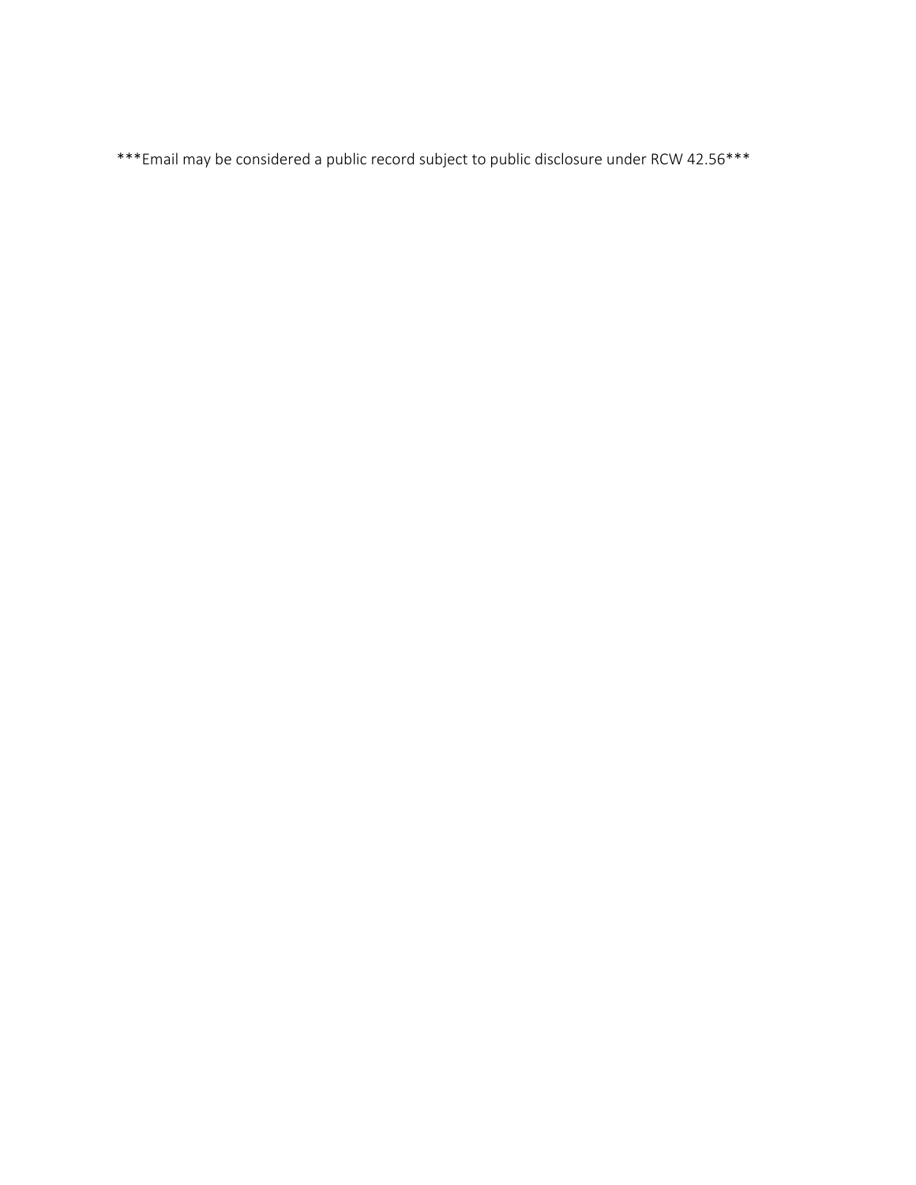***Email may be considered a public record subject to public disclosure under RCW 42.56***